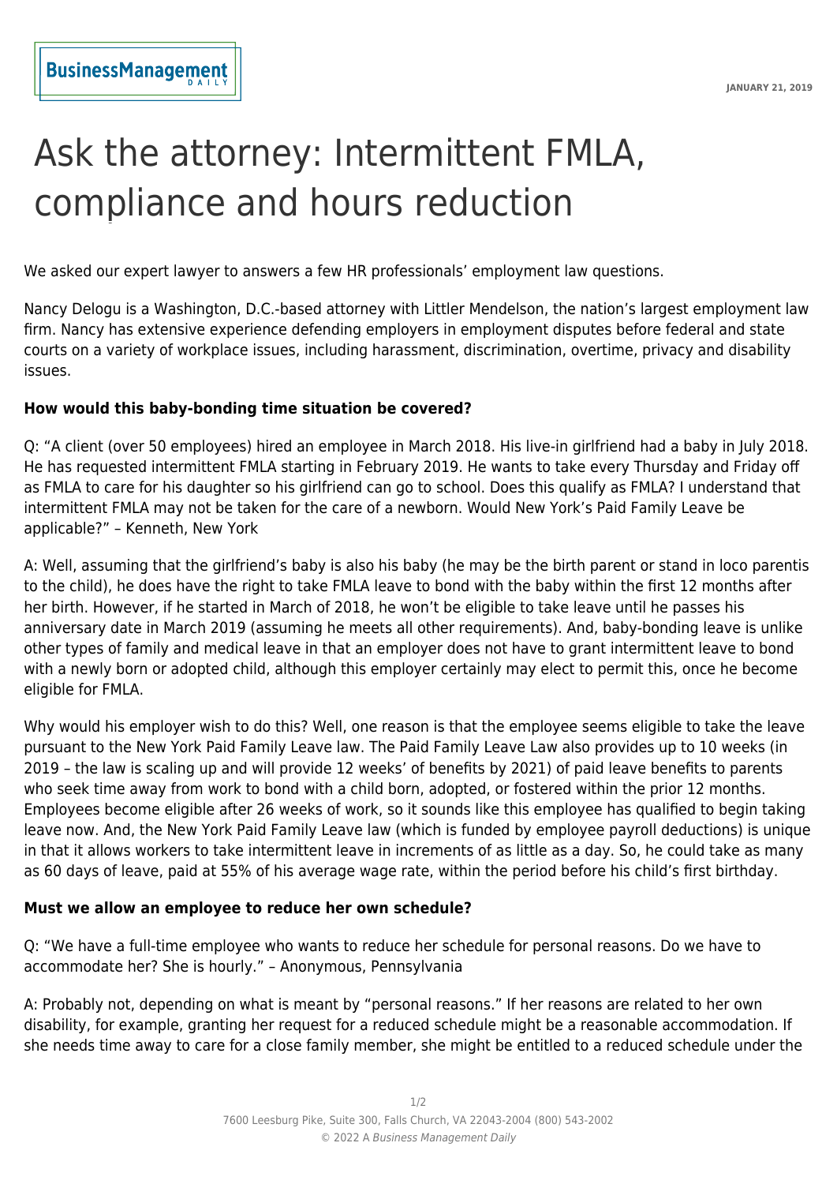# Ask the attorney: Intermittent FMLA, compliance and hours reduction

JANUARY 21, 2019

We asked our expert lawyer to answers a few HR professionals' employment law questions.

Nancy Delogu is a Washington, D.C.-based attorney with Littler Mendelson, the nation's largest employment law firm. Nancy has extensive experience defending employers in employment disputes before federal and state courts on a variety of workplace issues, including harassment, discrimination, overtime, privacy and disability issues.

**How would this baby-bonding time situation be covered?**

Q: "A client (over 50 employees) hired an employee in March 2018. His live-in girlfriend had a baby in July 2018. He has requested intermittent FMLA starting in February 2019. He wants to take every Thursday and Friday off as FMLA to care for his daughter so his girlfriend can go to school. Does this qualify as FMLA? I understand that intermittent FMLA may not be taken for the care of a newborn. Would New York's Paid Family Leave be applicable?" – Kenneth, New York

A: Well, assuming that the girlfriend's baby is also his baby (he may be the birth parent or stand in loco parentis to the child), he does have the right to take FMLA leave to bond with the baby within the first 12 months after her birth. However, if he started in March of 2018, he won't be eligible to take leave until he passes his anniversary date in March 2019 (assuming he meets all other requirements). And, baby-bonding leave is unlike other types of family and medical leave in that an employer does not have to grant intermittent leave to bond with a newly born or adopted child, although this employer certainly may elect to permit this, once he become eligible for FMLA.

Why would his employer wish to do this? Well, one reason is that the employee seems eligible to take the leave pursuant to the New York Paid Family Leave law. The Paid Family Leave Law also provides up to 10 weeks (in 2019 – the law is scaling up and will provide 12 weeks' of benefits by 2021) of paid leave benefits to parents who seek time away from work to bond with a child born, adopted, or fostered within the prior 12 months. Employees become eligible after 26 weeks of work, so it sounds like this employee has qualified to begin taking leave now. And, the New York Paid Family Leave law (which is funded by employee payroll deductions) is unique in that it allows workers to take intermittent leave in increments of as little as a day. So, he could take as many as 60 days of leave, paid at 55% of his average wage rate, within the period before his child's first birthday.

**Must we allow an employee to reduce her own schedule?**

Q: "We have a full-time employee who wants to reduce her schedule for personal reasons. Do we have to accommodate her? She is hourly." – Anonymous, Pennsylvania

A: Probably not, depending on what is meant by "personal reasons." If her reasons are related to her own disability, for example, granting her request for a reduced schedule might be a reasonable accommodation. If she needs time away to care for a close family member, she might be entitled to a reduced schedule under the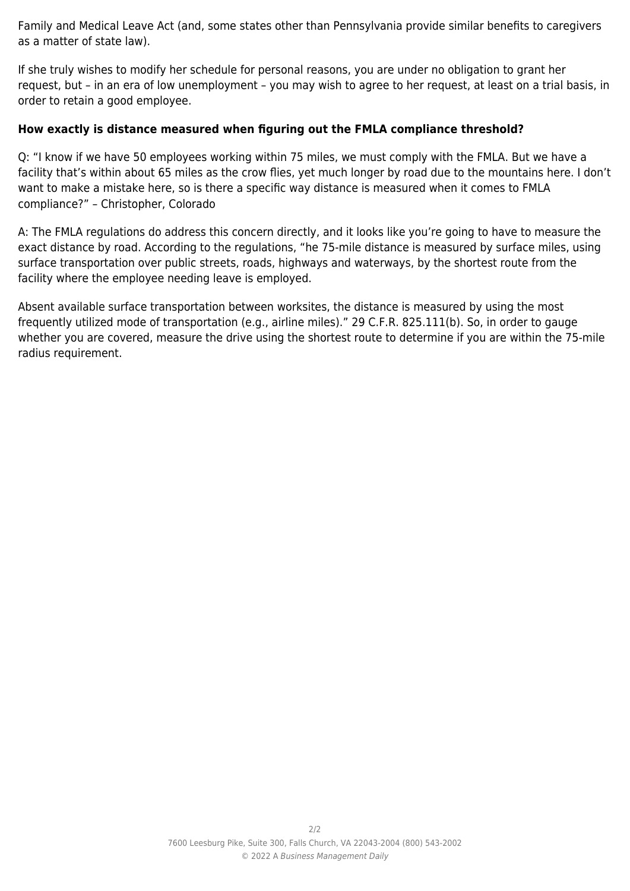Family and Medical Leave Act (and, some states other than Pennsylvania provide similar benefits to caregivers as a matter of state law).

If she truly wishes to modify her schedule for personal reasons, you are under no obligation to grant her request, but – in an era of low unemployment – you may wish to agree to her request, at least on a trial basis, in order to retain a good employee.

### How exactly is distance measured when figuring out the FMLA compliance threshold?

Q: "I know if we have 50 employees working within 75 miles, we must comply with the FMLA. But we have a facility that's within about 65 miles as the crow flies, yet much longer by road due to the mountains here. I don't want to make a mistake here, so is there a specific way distance is measured when it comes to FMLA compliance?" – Christopher, Colorado

A: The FMLA regulations do address this concern directly, and it looks like you're going to have to measure the exact distance by road. According to the regulations, "he 75-mile distance is measured by surface miles, using surface transportation over public streets, roads, highways and waterways, by the shortest route from the facility where the employee needing leave is employed.

Absent available surface transportation between worksites, the distance is measured by using the most frequently utilized mode of transportation (e.g., airline miles)." 29 C.F.R. 825.111(b). So, in order to gauge whether you are covered, measure the drive using the shortest route to determine if you are within the 75-mile radius requirement.